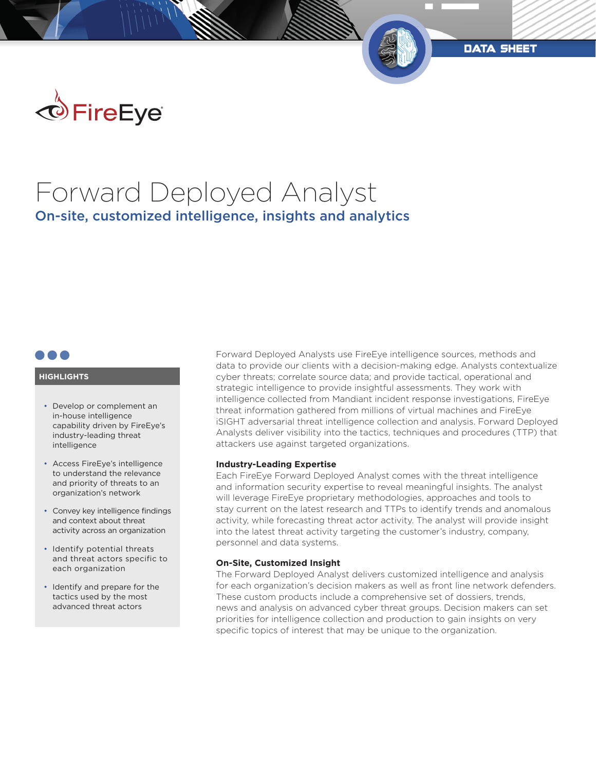DATA SHEET

FireEye

# Forward Deployed Analyst

## On-site, customized intelligence, insights and analytics

### HIGHLIGHTS

- Develop or complement an in-house intelligence capability driven by FireEye's industry-leading threat intelligence
- Access FireEye's intelligence to understand the relevance and priority of threats to an organization's network
- Convey key intelligence findings and context about threat activity across an organization
- Identify potential threats and threat actors specific to each organization
- Identify and prepare for the tactics used by the most advanced threat actors

Forward Deployed Analysts use FireEye intelligence sources, methods and data to provide our clients with a decision-making edge. Analysts contextualize cyber threats; correlate source data; and provide tactical, operational and strategic intelligence to provide insightful assessments. They work with intelligence collected from Mandiant incident response investigations, FireEye threat information gathered from millions of virtual machines and FireEye iSIGHT adversarial threat intelligence collection and analysis. Forward Deployed Analysts deliver visibility into the tactics, techniques and procedures (TTP) that attackers use against targeted organizations.

**Industry-Leading Expertise**
Each FireEye Forward Deployed Analyst comes with the threat intelligence and information security expertise to reveal meaningful insights. The analyst will leverage FireEye proprietary methodologies, approaches and tools to stay current on the latest research and TTPs to identify trends and anomalous activity, while forecasting threat actor activity. The analyst will provide insight into the latest threat activity targeting the customer's industry, company, personnel and data systems.

**On-Site, Customized Insight**
The Forward Deployed Analyst delivers customized intelligence and analysis for each organization's decision makers as well as front line network defenders. These custom products include a comprehensive set of dossiers, trends, news and analysis on advanced cyber threat groups. Decision makers can set priorities for intelligence collection and production to gain insights on very specific topics of interest that may be unique to the organization.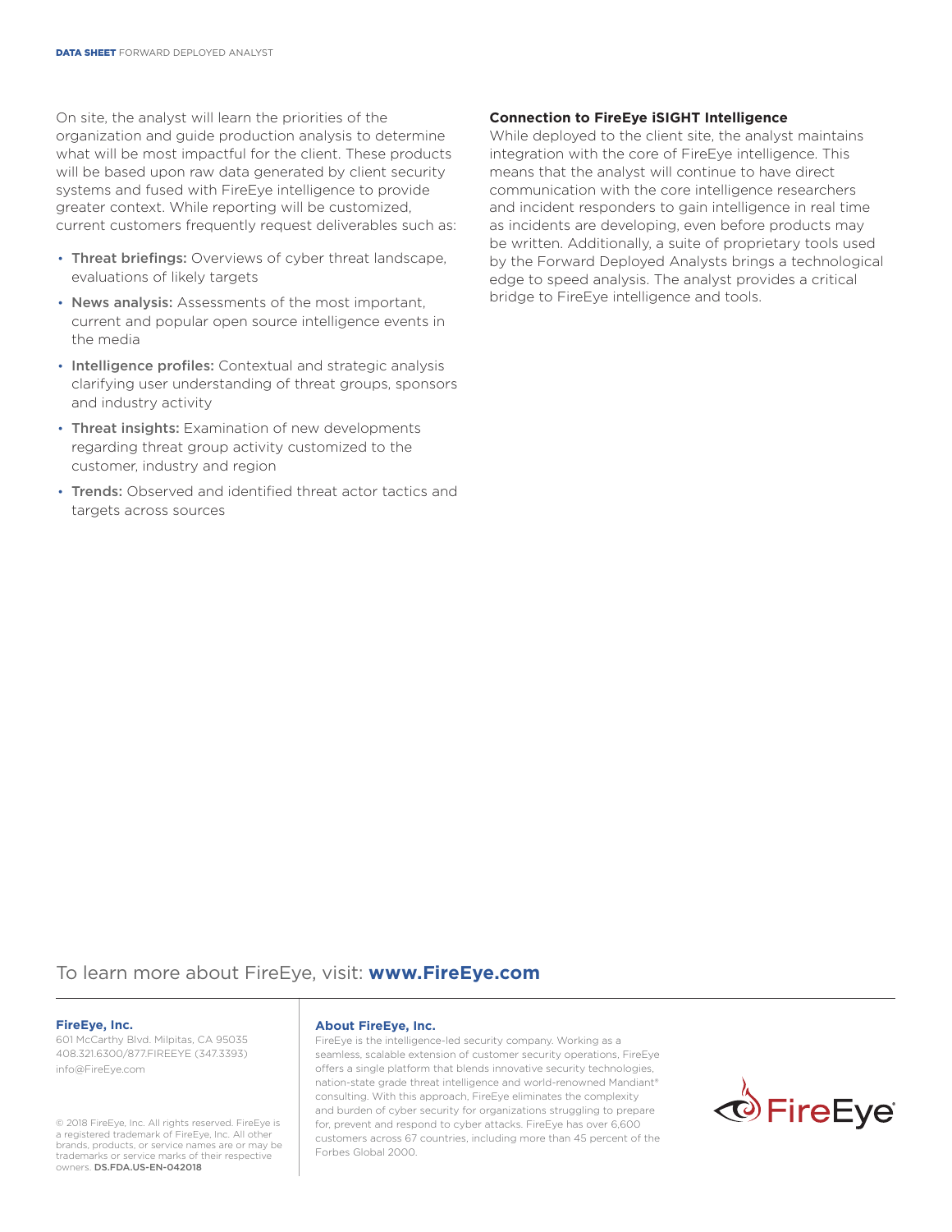On site, the analyst will learn the priorities of the organization and guide production analysis to determine what will be most impactful for the client. These products will be based upon raw data generated by client security systems and fused with FireEye intelligence to provide greater context. While reporting will be customized, current customers frequently request deliverables such as:

- **Threat briefings:** Overviews of cyber threat landscape, evaluations of likely targets
- **News analysis:** Assessments of the most important, current and popular open source intelligence events in the media
- **Intelligence profiles:** Contextual and strategic analysis clarifying user understanding of threat groups, sponsors and industry activity
- **Threat insights:** Examination of new developments regarding threat group activity customized to the customer, industry and region
- **Trends:** Observed and identified threat actor tactics and targets across sources

### Connection to FireEye iSIGHT Intelligence

While deployed to the client site, the analyst maintains integration with the core of FireEye intelligence. This means that the analyst will continue to have direct communication with the core intelligence researchers and incident responders to gain intelligence in real time as incidents are developing, even before products may be written. Additionally, a suite of proprietary tools used by the Forward Deployed Analysts brings a technological edge to speed analysis. The analyst provides a critical bridge to FireEye intelligence and tools.

To learn more about FireEye, visit: **www.FireEye.com**

**FireEye, Inc.**
601 McCarthy Blvd. Milpitas, CA 95035
408.321.6300/877.FIREEYE (347.3393)
info@FireEye.com

© 2018 FireEye, Inc. All rights reserved. FireEye is a registered trademark of FireEye, Inc. All other brands, products, or service names are or may be trademarks or service marks of their respective owners. DS.FDA.US-EN-042018

**About FireEye, Inc.**
FireEye is the intelligence-led security company. Working as a seamless, scalable extension of customer security operations, FireEye offers a single platform that blends innovative security technologies, nation-state grade threat intelligence and world-renowned Mandiant® consulting. With this approach, FireEye eliminates the complexity and burden of cyber security for organizations struggling to prepare for, prevent and respond to cyber attacks. FireEye has over 6,600 customers across 67 countries, including more than 45 percent of the Forbes Global 2000.